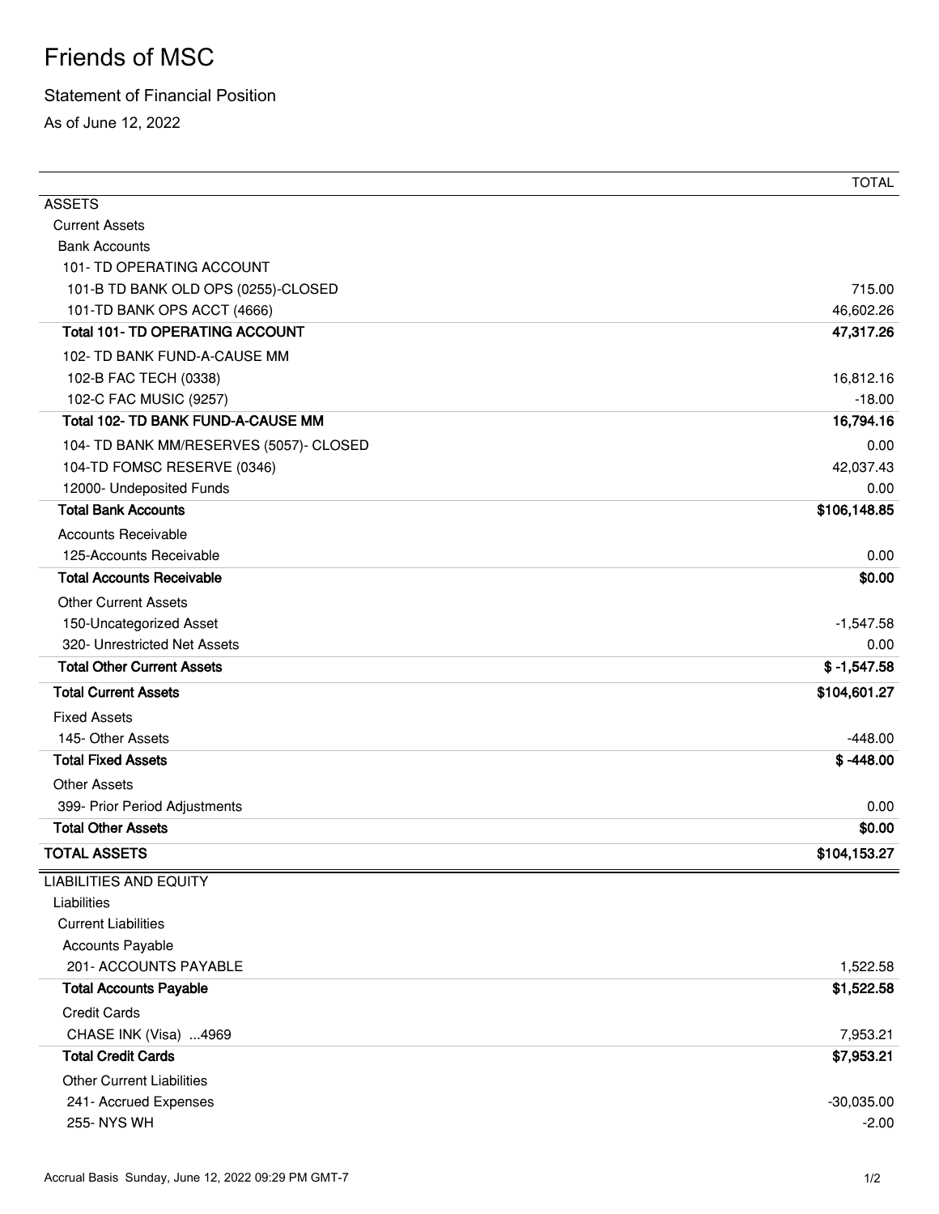# Friends of MSC

Statement of Financial Position

As of June 12, 2022

| | TOTAL |
|---|---|
| ASSETS | |
| Current Assets | |
| Bank Accounts | |
| 101- TD OPERATING ACCOUNT | |
| 101-B TD BANK OLD OPS (0255)-CLOSED | 715.00 |
| 101-TD BANK OPS ACCT (4666) | 46,602.26 |
| **Total 101- TD OPERATING ACCOUNT** | **47,317.26** |
| 102- TD BANK FUND-A-CAUSE MM | |
| 102-B FAC TECH (0338) | 16,812.16 |
| 102-C FAC MUSIC (9257) | -18.00 |
| **Total 102- TD BANK FUND-A-CAUSE MM** | **16,794.16** |
| 104- TD BANK MM/RESERVES (5057)- CLOSED | 0.00 |
| 104-TD FOMSC RESERVE (0346) | 42,037.43 |
| 12000- Undeposited Funds | 0.00 |
| **Total Bank Accounts** | **$106,148.85** |
| Accounts Receivable | |
| 125-Accounts Receivable | 0.00 |
| **Total Accounts Receivable** | **$0.00** |
| Other Current Assets | |
| 150-Uncategorized Asset | -1,547.58 |
| 320- Unrestricted Net Assets | 0.00 |
| **Total Other Current Assets** | **$ -1,547.58** |
| **Total Current Assets** | **$104,601.27** |
| Fixed Assets | |
| 145- Other Assets | -448.00 |
| **Total Fixed Assets** | **$ -448.00** |
| Other Assets | |
| 399- Prior Period Adjustments | 0.00 |
| **Total Other Assets** | **$0.00** |
| **TOTAL ASSETS** | **$104,153.27** |
| LIABILITIES AND EQUITY | |
| Liabilities | |
| Current Liabilities | |
| Accounts Payable | |
| 201- ACCOUNTS PAYABLE | 1,522.58 |
| **Total Accounts Payable** | **$1,522.58** |
| Credit Cards | |
| CHASE INK (Visa) ...4969 | 7,953.21 |
| **Total Credit Cards** | **$7,953.21** |
| Other Current Liabilities | |
| 241- Accrued Expenses | -30,035.00 |
| 255- NYS WH | -2.00 |

Accrual Basis Sunday, June 12, 2022 09:29 PM GMT-7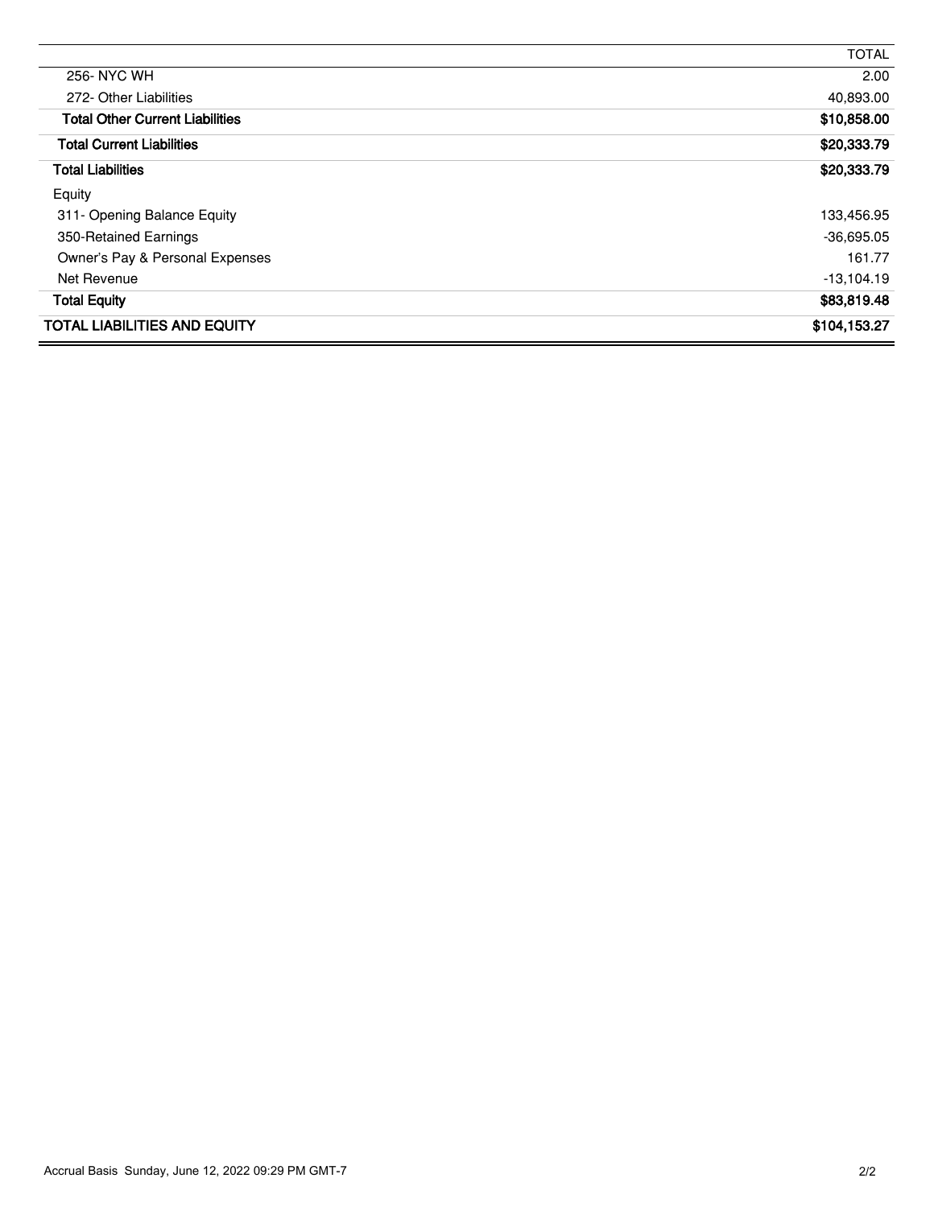| | TOTAL |
|---|---|
| 256- NYC WH | 2.00 |
| 272- Other Liabilities | 40,893.00 |
| **Total Other Current Liabilities** | **$10,858.00** |
| **Total Current Liabilities** | **$20,333.79** |
| **Total Liabilities** | **$20,333.79** |
| Equity | |
| 311- Opening Balance Equity | 133,456.95 |
| 350-Retained Earnings | -36,695.05 |
| Owner's Pay & Personal Expenses | 161.77 |
| Net Revenue | -13,104.19 |
| **Total Equity** | **$83,819.48** |
| **TOTAL LIABILITIES AND EQUITY** | **$104,153.27** |

Accrual Basis Sunday, June 12, 2022 09:29 PM GMT-7